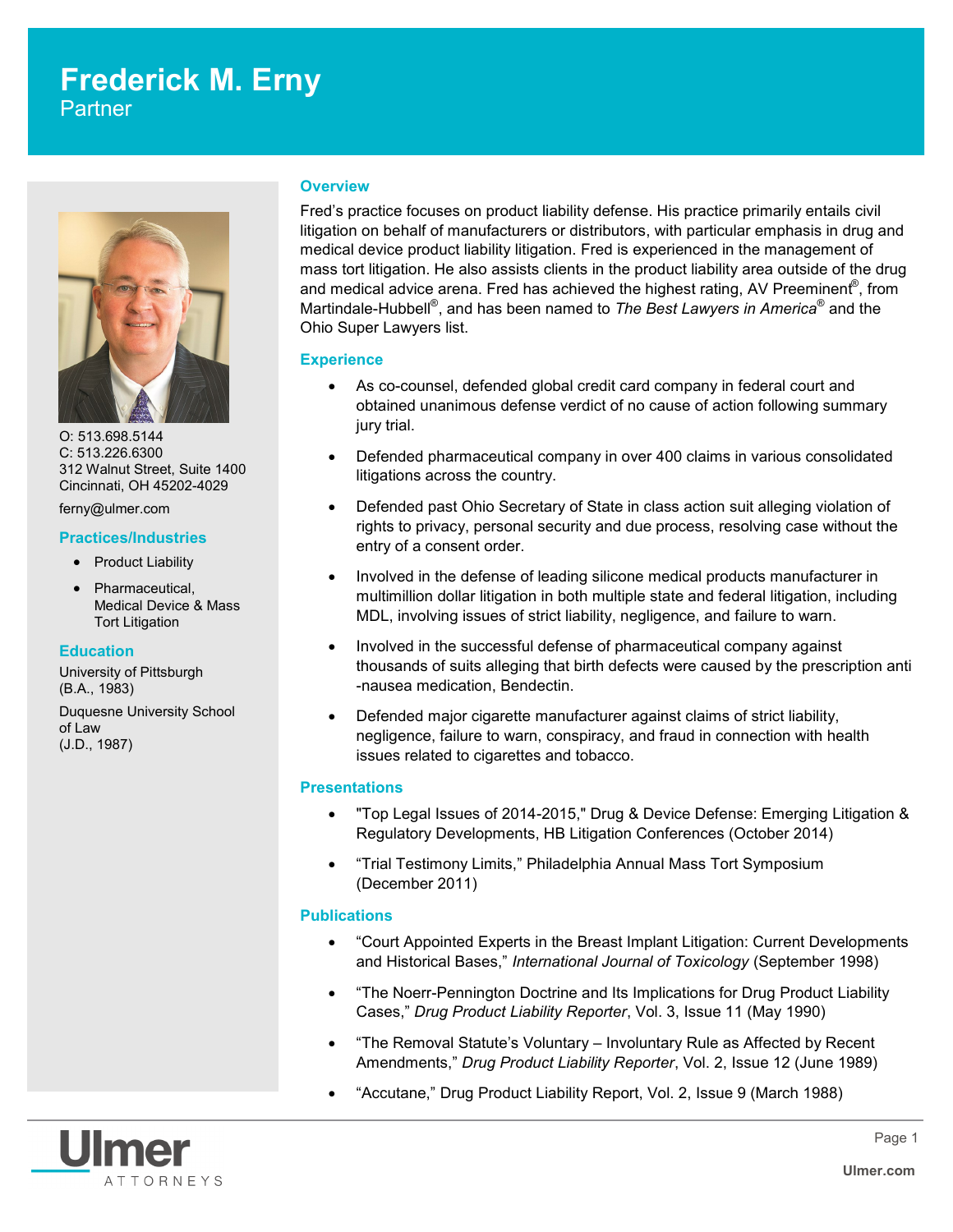# Frederick M. Erny

Partner

O: 513.698.5144
C: 513.226.6300
312 Walnut Street, Suite 1400
Cincinnati, OH 45202-4029

ferny@ulmer.com

## Practices/Industries

- Product Liability
- Pharmaceutical, Medical Device & Mass Tort Litigation

## Education

University of Pittsburgh
(B.A., 1983)

Duquesne University School of Law
(J.D., 1987)

## Overview

Fred's practice focuses on product liability defense. His practice primarily entails civil litigation on behalf of manufacturers or distributors, with particular emphasis in drug and medical device product liability litigation. Fred is experienced in the management of mass tort litigation. He also assists clients in the product liability area outside of the drug and medical advice arena. Fred has achieved the highest rating, AV Preeminent®, from Martindale-Hubbell®, and has been named to *The Best Lawyers in America®* and the Ohio Super Lawyers list.

## Experience

- As co-counsel, defended global credit card company in federal court and obtained unanimous defense verdict of no cause of action following summary jury trial.
- Defended pharmaceutical company in over 400 claims in various consolidated litigations across the country.
- Defended past Ohio Secretary of State in class action suit alleging violation of rights to privacy, personal security and due process, resolving case without the entry of a consent order.
- Involved in the defense of leading silicone medical products manufacturer in multimillion dollar litigation in both multiple state and federal litigation, including MDL, involving issues of strict liability, negligence, and failure to warn.
- Involved in the successful defense of pharmaceutical company against thousands of suits alleging that birth defects were caused by the prescription anti-nausea medication, Bendectin.
- Defended major cigarette manufacturer against claims of strict liability, negligence, failure to warn, conspiracy, and fraud in connection with health issues related to cigarettes and tobacco.

## Presentations

- "Top Legal Issues of 2014-2015," Drug & Device Defense: Emerging Litigation & Regulatory Developments, HB Litigation Conferences (October 2014)
- "Trial Testimony Limits," Philadelphia Annual Mass Tort Symposium (December 2011)

## Publications

- "Court Appointed Experts in the Breast Implant Litigation: Current Developments and Historical Bases," *International Journal of Toxicology* (September 1998)
- "The Noerr-Pennington Doctrine and Its Implications for Drug Product Liability Cases," *Drug Product Liability Reporter*, Vol. 3, Issue 11 (May 1990)
- "The Removal Statute's Voluntary – Involuntary Rule as Affected by Recent Amendments," *Drug Product Liability Reporter*, Vol. 2, Issue 12 (June 1989)
- "Accutane," Drug Product Liability Report, Vol. 2, Issue 9 (March 1988)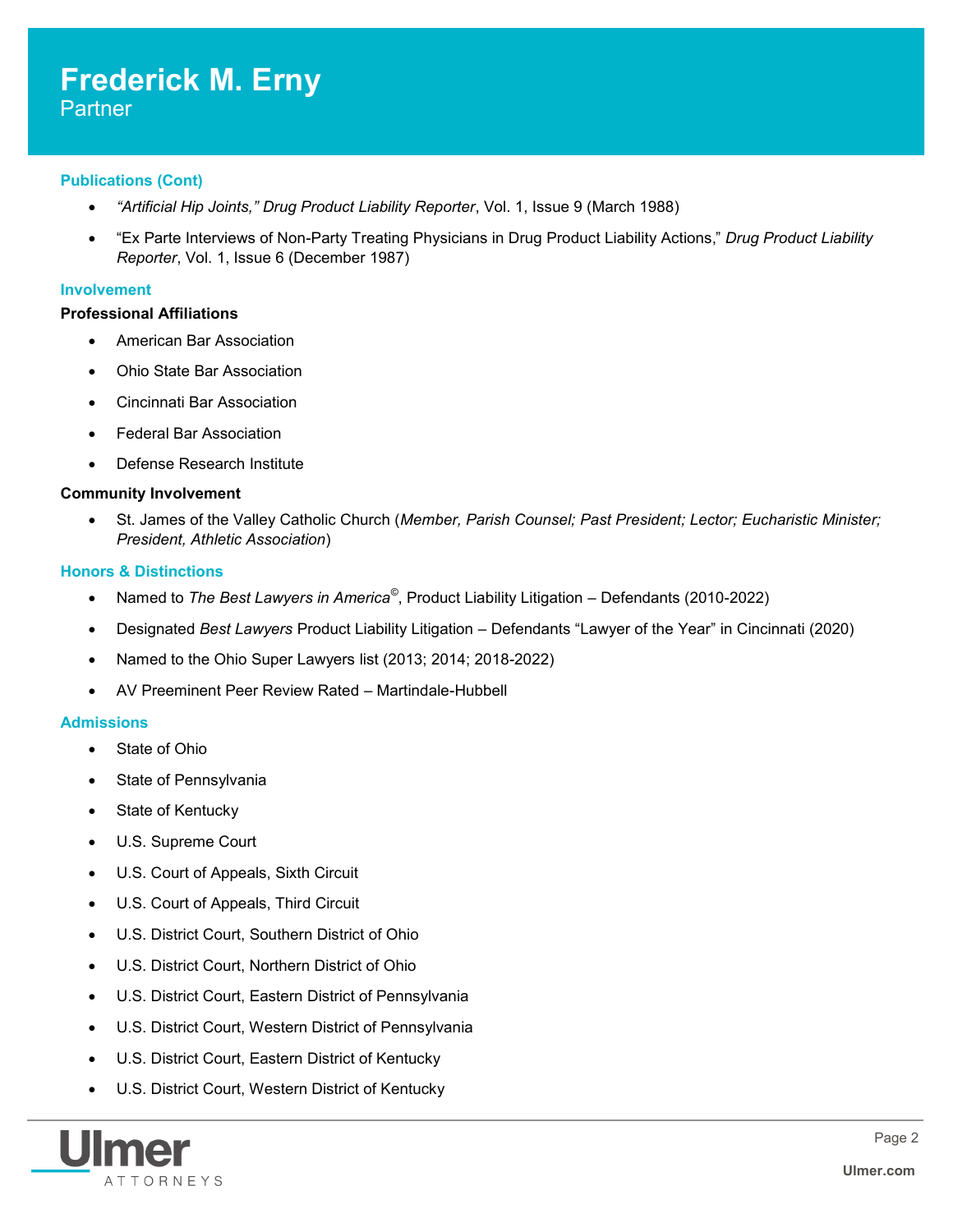# Frederick M. Erny

Partner

### Publications (Cont)

- *"Artificial Hip Joints," Drug Product Liability Reporter*, Vol. 1, Issue 9 (March 1988)
- "Ex Parte Interviews of Non-Party Treating Physicians in Drug Product Liability Actions," *Drug Product Liability Reporter*, Vol. 1, Issue 6 (December 1987)

### Involvement

**Professional Affiliations**

- American Bar Association
- Ohio State Bar Association
- Cincinnati Bar Association
- Federal Bar Association
- Defense Research Institute

**Community Involvement**

- St. James of the Valley Catholic Church (*Member, Parish Counsel; Past President; Lector; Eucharistic Minister; President, Athletic Association*)

### Honors & Distinctions

- Named to *The Best Lawyers in America*©, Product Liability Litigation – Defendants (2010-2022)
- Designated *Best Lawyers* Product Liability Litigation – Defendants "Lawyer of the Year" in Cincinnati (2020)
- Named to the Ohio Super Lawyers list (2013; 2014; 2018-2022)
- AV Preeminent Peer Review Rated – Martindale-Hubbell

### Admissions

- State of Ohio
- State of Pennsylvania
- State of Kentucky
- U.S. Supreme Court
- U.S. Court of Appeals, Sixth Circuit
- U.S. Court of Appeals, Third Circuit
- U.S. District Court, Southern District of Ohio
- U.S. District Court, Northern District of Ohio
- U.S. District Court, Eastern District of Pennsylvania
- U.S. District Court, Western District of Pennsylvania
- U.S. District Court, Eastern District of Kentucky
- U.S. District Court, Western District of Kentucky